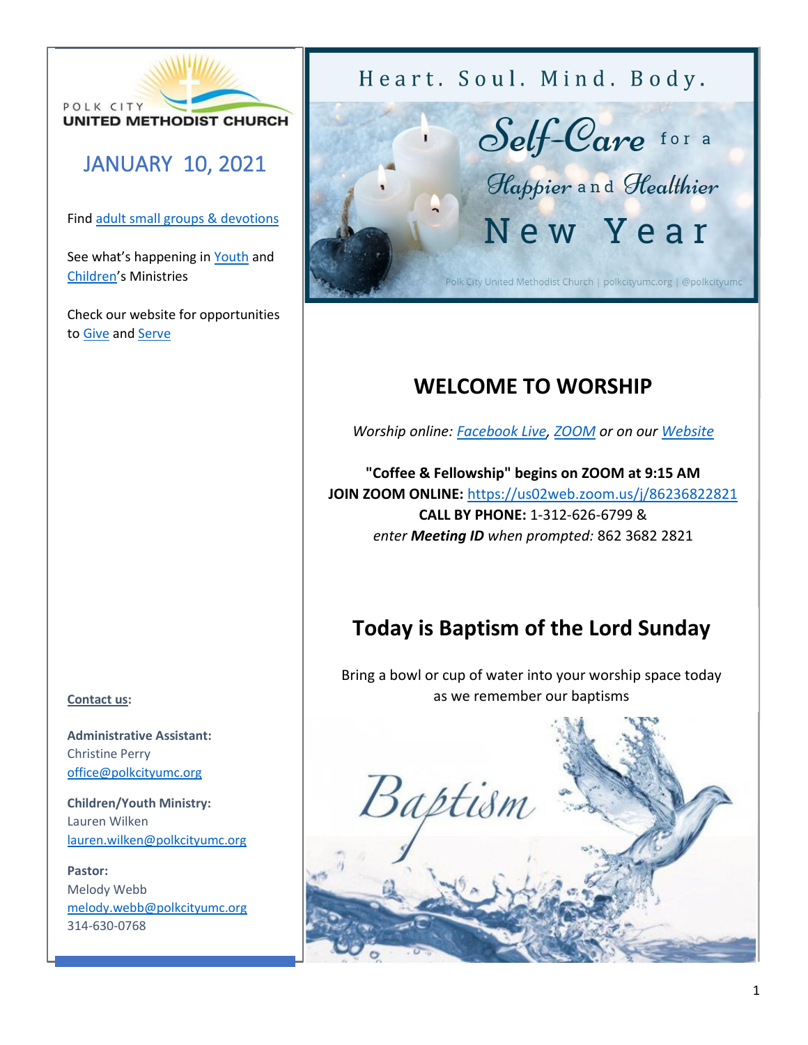POLK CITY
UNITED METHODIST CHURCH

# JANUARY 10, 2021

Find adult small groups & devotions

See what's happening in Youth and Children's Ministries

Check our website for opportunities to Give and Serve

Heart. Soul. Mind. Body.

Self-Care for a Happier and Healthier New Year

Polk City United Methodist Church | polkcityumc.org | @polkcityumc

## WELCOME TO WORSHIP

*Worship online: Facebook Live, ZOOM or on our Website*

**"Coffee & Fellowship" begins on ZOOM at 9:15 AM**
**JOIN ZOOM ONLINE:** https://us02web.zoom.us/j/86236822821
**CALL BY PHONE:** 1-312-626-6799 &
*enter **Meeting ID** when prompted:* 862 3682 2821

## Today is Baptism of the Lord Sunday

Bring a bowl or cup of water into your worship space today as we remember our baptisms

Baptism

**Contact us:**

**Administrative Assistant:**
Christine Perry
office@polkcityumc.org

**Children/Youth Ministry:**
Lauren Wilken
lauren.wilken@polkcityumc.org

**Pastor:**
Melody Webb
melody.webb@polkcityumc.org
314-630-0768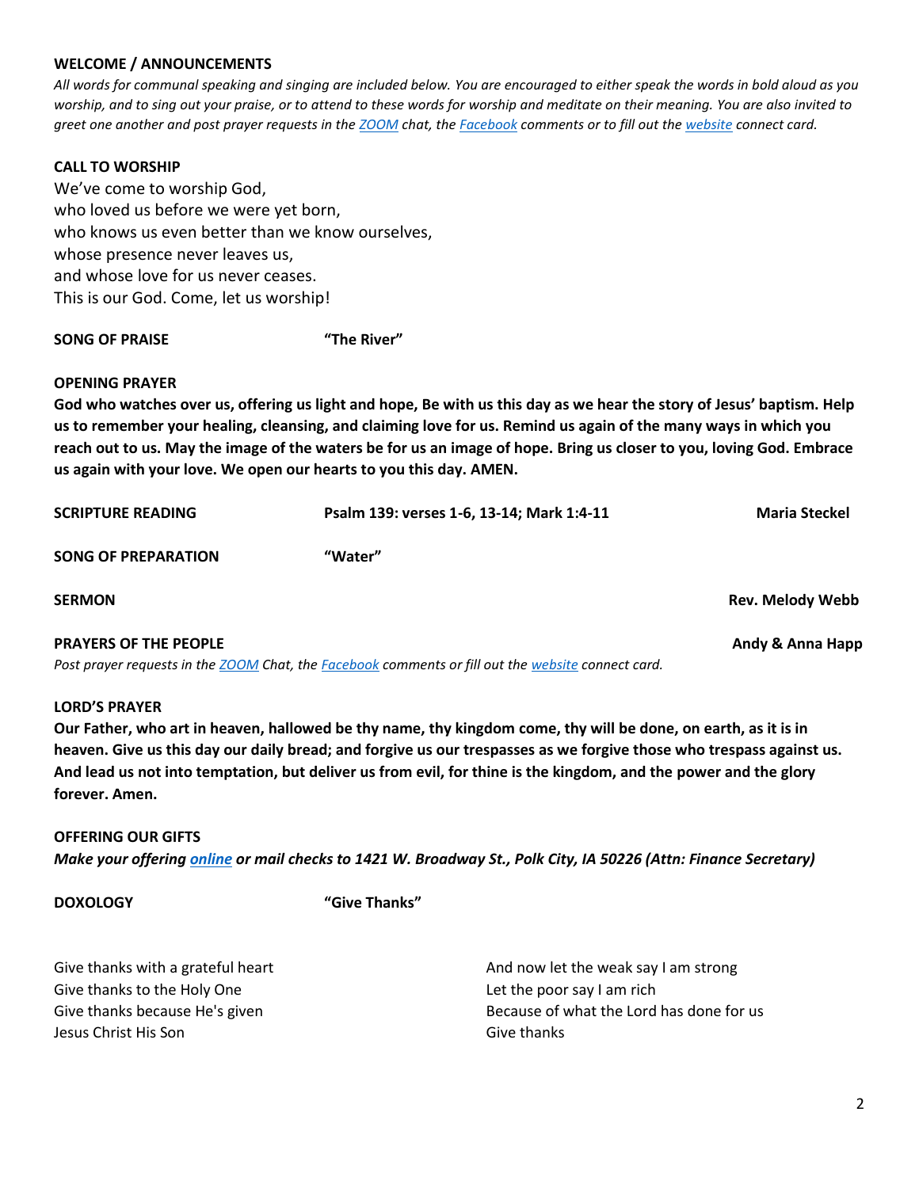**WELCOME / ANNOUNCEMENTS**

*All words for communal speaking and singing are included below. You are encouraged to either speak the words in bold aloud as you worship, and to sing out your praise, or to attend to these words for worship and meditate on their meaning. You are also invited to greet one another and post prayer requests in the ZOOM chat, the Facebook comments or to fill out the website connect card.*

**CALL TO WORSHIP**

We've come to worship God,
who loved us before we were yet born,
who knows us even better than we know ourselves,
whose presence never leaves us,
and whose love for us never ceases.
This is our God. Come, let us worship!

**SONG OF PRAISE** **"The River"**

**OPENING PRAYER**

**God who watches over us, offering us light and hope, Be with us this day as we hear the story of Jesus' baptism. Help us to remember your healing, cleansing, and claiming love for us. Remind us again of the many ways in which you reach out to us. May the image of the waters be for us an image of hope. Bring us closer to you, loving God. Embrace us again with your love. We open our hearts to you this day. AMEN.**

**SCRIPTURE READING** **Psalm 139: verses 1-6, 13-14; Mark 1:4-11** **Maria Steckel**

**SONG OF PREPARATION** **"Water"**

**SERMON** **Rev. Melody Webb**

**PRAYERS OF THE PEOPLE** **Andy & Anna Happ**

*Post prayer requests in the ZOOM Chat, the Facebook comments or fill out the website connect card.*

**LORD'S PRAYER**

**Our Father, who art in heaven, hallowed be thy name, thy kingdom come, thy will be done, on earth, as it is in heaven. Give us this day our daily bread; and forgive us our trespasses as we forgive those who trespass against us. And lead us not into temptation, but deliver us from evil, for thine is the kingdom, and the power and the glory forever. Amen.**

**OFFERING OUR GIFTS**

***Make your offering online or mail checks to 1421 W. Broadway St., Polk City, IA 50226 (Attn: Finance Secretary)***

**DOXOLOGY** **"Give Thanks"**

Give thanks with a grateful heart
Give thanks to the Holy One
Give thanks because He's given
Jesus Christ His Son

And now let the weak say I am strong
Let the poor say I am rich
Because of what the Lord has done for us
Give thanks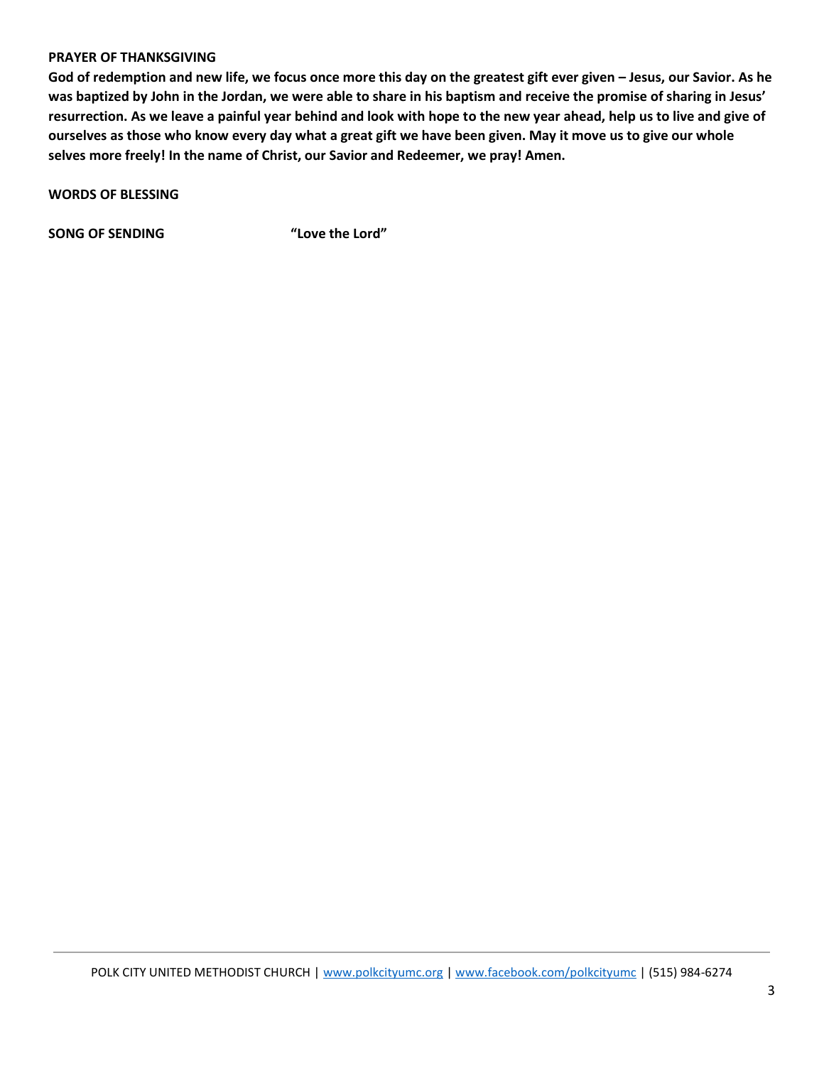**PRAYER OF THANKSGIVING**

**God of redemption and new life, we focus once more this day on the greatest gift ever given – Jesus, our Savior. As he was baptized by John in the Jordan, we were able to share in his baptism and receive the promise of sharing in Jesus' resurrection. As we leave a painful year behind and look with hope to the new year ahead, help us to live and give of ourselves as those who know every day what a great gift we have been given. May it move us to give our whole selves more freely! In the name of Christ, our Savior and Redeemer, we pray! Amen.**

**WORDS OF BLESSING**

**SONG OF SENDING** **"Love the Lord"**

POLK CITY UNITED METHODIST CHURCH | www.polkcityumc.org | www.facebook.com/polkcityumc | (515) 984-6274